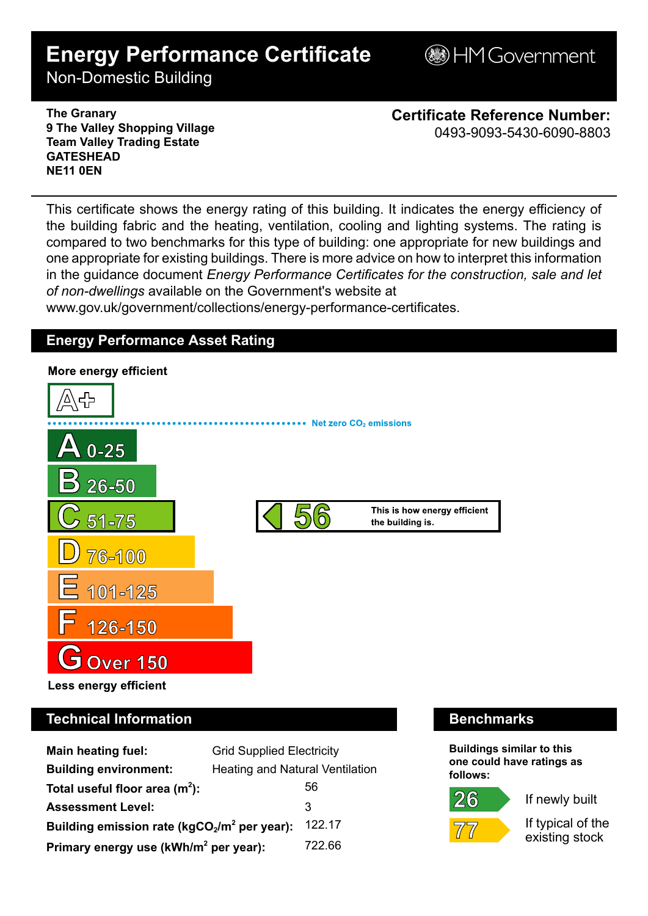# Energy Performance Certificate

Non-Domestic Building

HM Government

**The Granary**
**9 The Valley Shopping Village**
**Team Valley Trading Estate**
**GATESHEAD**
**NE11 0EN**

**Certificate Reference Number:**
0493-9093-5430-6090-8803

This certificate shows the energy rating of this building. It indicates the energy efficiency of the building fabric and the heating, ventilation, cooling and lighting systems. The rating is compared to two benchmarks for this type of building: one appropriate for new buildings and one appropriate for existing buildings. There is more advice on how to interpret this information in the guidance document *Energy Performance Certificates for the construction, sale and let of non-dwellings* available on the Government's website at www.gov.uk/government/collections/energy-performance-certificates.

## Energy Performance Asset Rating

**More energy efficient**

- A+
- Net zero $CO_2$ emissions
- A 0-25
- B 26-50
- C 51-75
- D 76-100
- E 101-125
- F 126-150
- G Over 150

**Less energy efficient**

**56** — This is how energy efficient the building is.

## Technical Information

| | |
|---|---|
| **Main heating fuel:** | Grid Supplied Electricity |
| **Building environment:** | Heating and Natural Ventilation |
| **Total useful floor area ($m^2$):** | 56 |
| **Assessment Level:** | 3 |
| **Building emission rate ($kgCO_2/m^2$ per year):** | 122.17 |
| **Primary energy use ($kWh/m^2$ per year):** | 722.66 |

## Benchmarks

**Buildings similar to this one could have ratings as follows:**

- **26** If newly built
- **77** If typical of the existing stock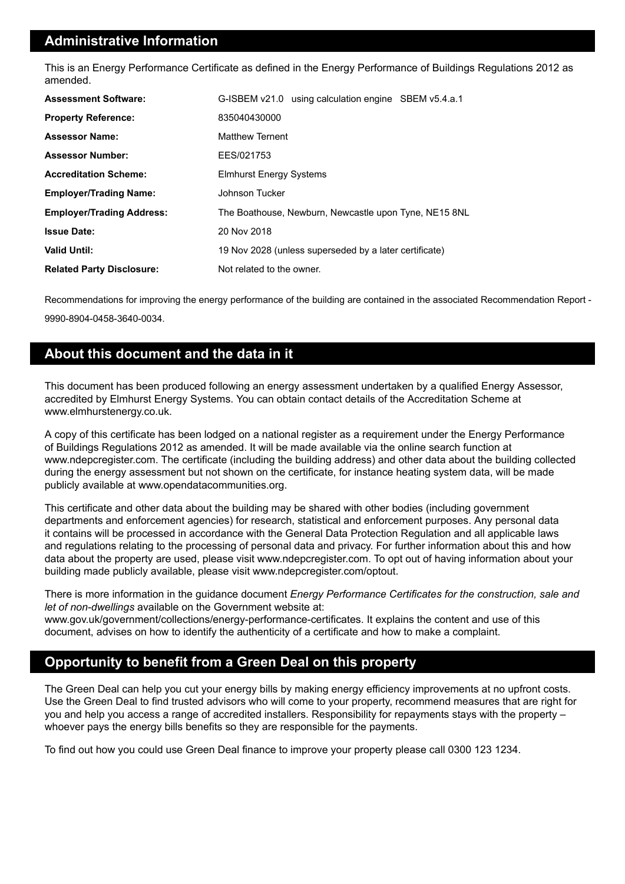## Administrative Information

This is an Energy Performance Certificate as defined in the Energy Performance of Buildings Regulations 2012 as amended.

| | |
|---|---|
| **Assessment Software:** | G-ISBEM v21.0 using calculation engine SBEM v5.4.a.1 |
| **Property Reference:** | 835040430000 |
| **Assessor Name:** | Matthew Ternent |
| **Assessor Number:** | EES/021753 |
| **Accreditation Scheme:** | Elmhurst Energy Systems |
| **Employer/Trading Name:** | Johnson Tucker |
| **Employer/Trading Address:** | The Boathouse, Newburn, Newcastle upon Tyne, NE15 8NL |
| **Issue Date:** | 20 Nov 2018 |
| **Valid Until:** | 19 Nov 2028 (unless superseded by a later certificate) |
| **Related Party Disclosure:** | Not related to the owner. |

Recommendations for improving the energy performance of the building are contained in the associated Recommendation Report - 9990-8904-0458-3640-0034.

## About this document and the data in it

This document has been produced following an energy assessment undertaken by a qualified Energy Assessor, accredited by Elmhurst Energy Systems. You can obtain contact details of the Accreditation Scheme at www.elmhurstenergy.co.uk.

A copy of this certificate has been lodged on a national register as a requirement under the Energy Performance of Buildings Regulations 2012 as amended. It will be made available via the online search function at www.ndepcregister.com. The certificate (including the building address) and other data about the building collected during the energy assessment but not shown on the certificate, for instance heating system data, will be made publicly available at www.opendatacommunities.org.

This certificate and other data about the building may be shared with other bodies (including government departments and enforcement agencies) for research, statistical and enforcement purposes. Any personal data it contains will be processed in accordance with the General Data Protection Regulation and all applicable laws and regulations relating to the processing of personal data and privacy. For further information about this and how data about the property are used, please visit www.ndepcregister.com. To opt out of having information about your building made publicly available, please visit www.ndepcregister.com/optout.

There is more information in the guidance document *Energy Performance Certificates for the construction, sale and let of non-dwellings* available on the Government website at: www.gov.uk/government/collections/energy-performance-certificates. It explains the content and use of this document, advises on how to identify the authenticity of a certificate and how to make a complaint.

## Opportunity to benefit from a Green Deal on this property

The Green Deal can help you cut your energy bills by making energy efficiency improvements at no upfront costs. Use the Green Deal to find trusted advisors who will come to your property, recommend measures that are right for you and help you access a range of accredited installers. Responsibility for repayments stays with the property – whoever pays the energy bills benefits so they are responsible for the payments.

To find out how you could use Green Deal finance to improve your property please call 0300 123 1234.